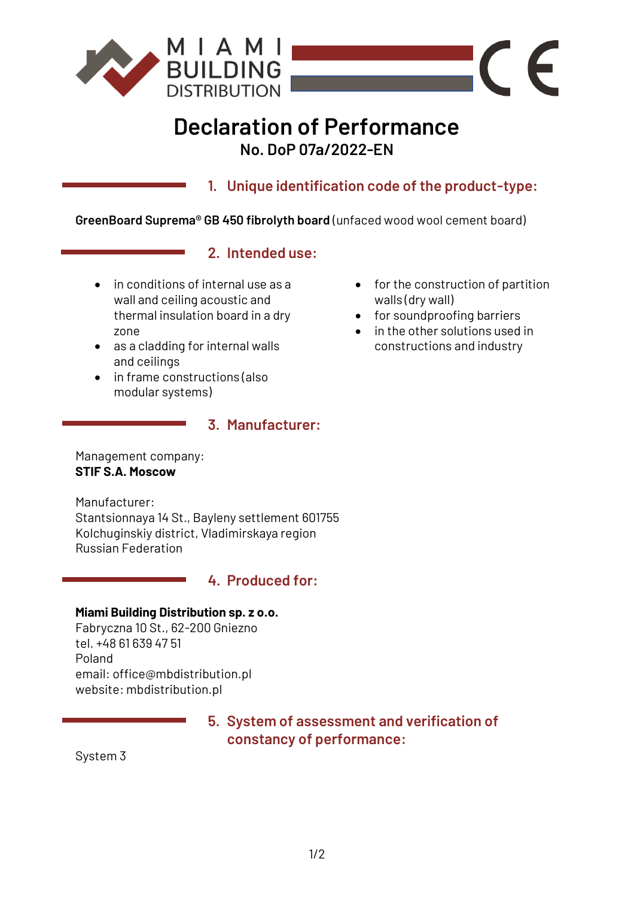MIAMI BUILDING DISTRIBUTION

# Declaration of Performance

**No. DoP 07a/2022-EN**

## 1. Unique identification code of the product-type:

**GreenBoard Suprema® GB 450 fibrolyth board** (unfaced wood wool cement board)

## 2. Intended use:

- in conditions of internal use as a wall and ceiling acoustic and thermal insulation board in a dry zone
- as a cladding for internal walls and ceilings
- in frame constructions (also modular systems)
- for the construction of partition walls (dry wall)
- for soundproofing barriers
- in the other solutions used in constructions and industry

## 3. Manufacturer:

Management company:
**STIF S.A. Moscow**

Manufacturer:
Stantsionnaya 14 St., Bayleny settlement 601755
Kolchuginskiy district, Vladimirskaya region
Russian Federation

## 4. Produced for:

**Miami Building Distribution sp. z o.o.**
Fabryczna 10 St., 62-200 Gniezno
tel. +48 61 639 47 51
Poland
email: office@mbdistribution.pl
website: mbdistribution.pl

## 5. System of assessment and verification of constancy of performance:

System 3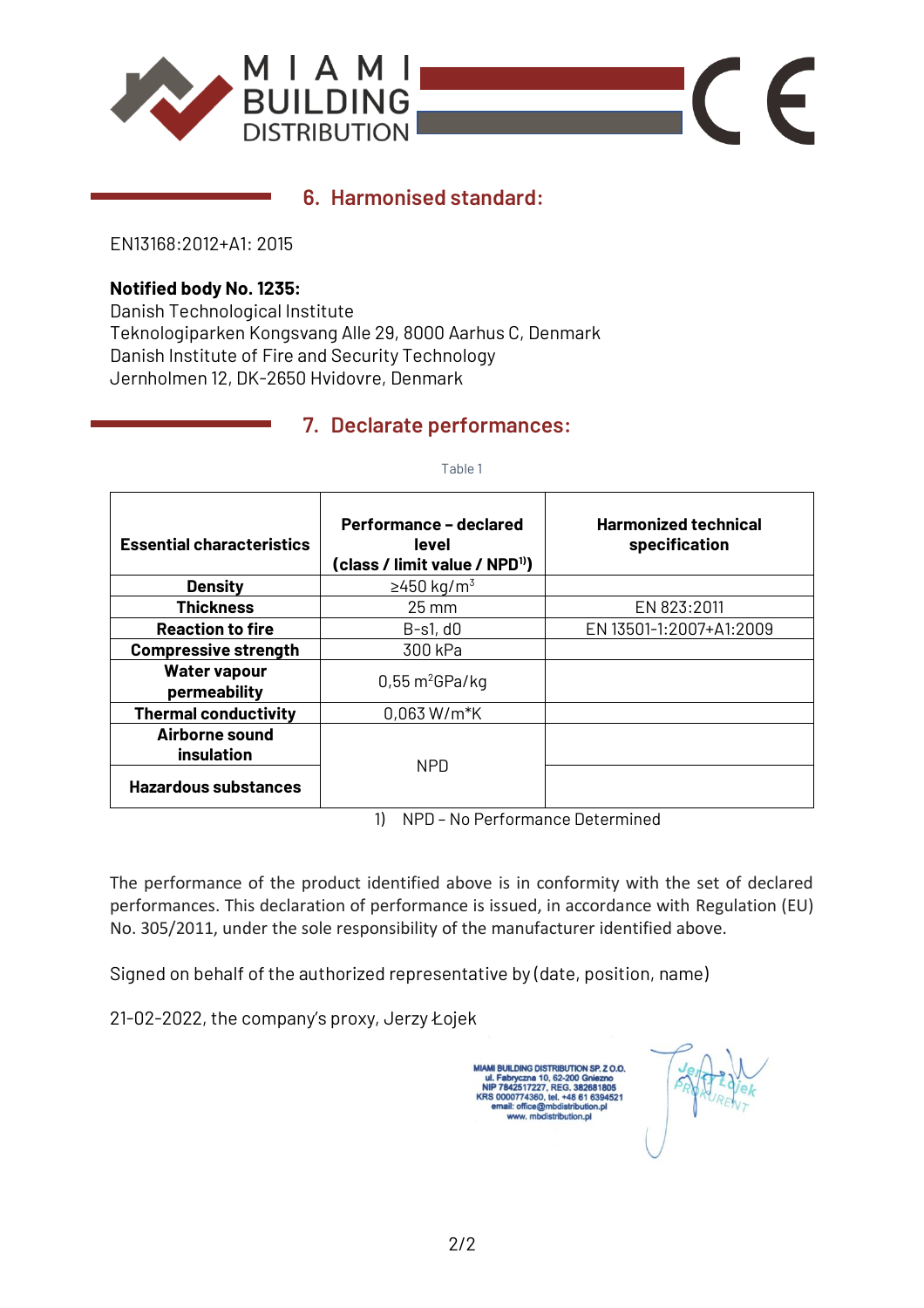## 6. Harmonised standard:

EN13168:2012+A1: 2015

**Notified body No. 1235:**
Danish Technological Institute
Teknologiparken Kongsvang Alle 29, 8000 Aarhus C, Denmark
Danish Institute of Fire and Security Technology
Jernholmen 12, DK-2650 Hvidovre, Denmark

## 7. Declarate performances:

Table 1

| Essential characteristics | Performance – declared level (class / limit value / NPD[1]) | Harmonized technical specification |
|---|---|---|
| **Density** | ≥450 kg/m$^3$ | |
| **Thickness** | 25 mm | EN 823:2011 |
| **Reaction to fire** | B-s1, d0 | EN 13501-1:2007+A1:2009 |
| **Compressive strength** | 300 kPa | |
| **Water vapour permeability** | 0,55 m$^2$GPa/kg | |
| **Thermal conductivity** | 0,063 W/m*K | |
| **Airborne sound insulation** | NPD | |
| **Hazardous substances** | | |

1) NPD – No Performance Determined

The performance of the product identified above is in conformity with the set of declared performances. This declaration of performance is issued, in accordance with Regulation (EU) No. 305/2011, under the sole responsibility of the manufacturer identified above.

Signed on behalf of the authorized representative by (date, position, name)

21-02-2022, the company's proxy, Jerzy Łojek

MIAMI BUILDING DISTRIBUTION SP. Z O.O.
ul. Fabryczna 10, 62-200 Gniezno
NIP 7842517227, REG. 382681805
KRS 0000774360, tel. +48 61 6394521
email: office@mbdistribution.pl
www. mbdistribution.pl

Jerzy Łojek
PROKURENT